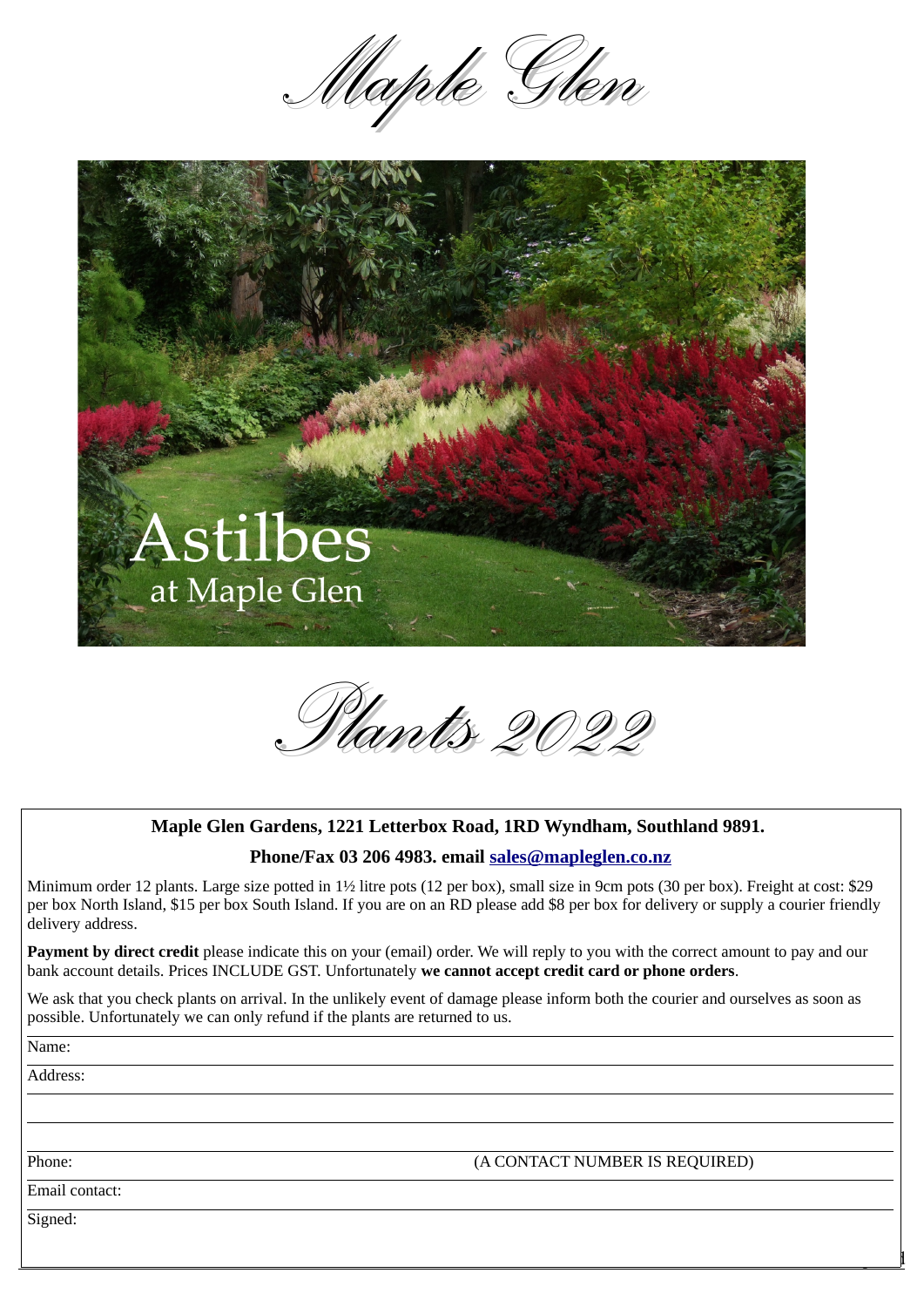# Maple Glen

Astilbes
at Maple Glen

# Plants 2022

**Maple Glen Gardens, 1221 Letterbox Road, 1RD Wyndham, Southland 9891.**

**Phone/Fax 03 206 4983. email [sales@mapleglen.co.nz](mailto:sales@mapleglen.co.nz)**

Minimum order 12 plants. Large size potted in 1½ litre pots (12 per box), small size in 9cm pots (30 per box). Freight at cost: $29 per box North Island, $15 per box South Island. If you are on an RD please add $8 per box for delivery or supply a courier friendly delivery address.

**Payment by direct credit** please indicate this on your (email) order. We will reply to you with the correct amount to pay and our bank account details. Prices INCLUDE GST. Unfortunately **we cannot accept credit card or phone orders**.

We ask that you check plants on arrival. In the unlikely event of damage please inform both the courier and ourselves as soon as possible. Unfortunately we can only refund if the plants are returned to us.

Name:

Address:

Phone: (A CONTACT NUMBER IS REQUIRED)

Email contact:

Signed: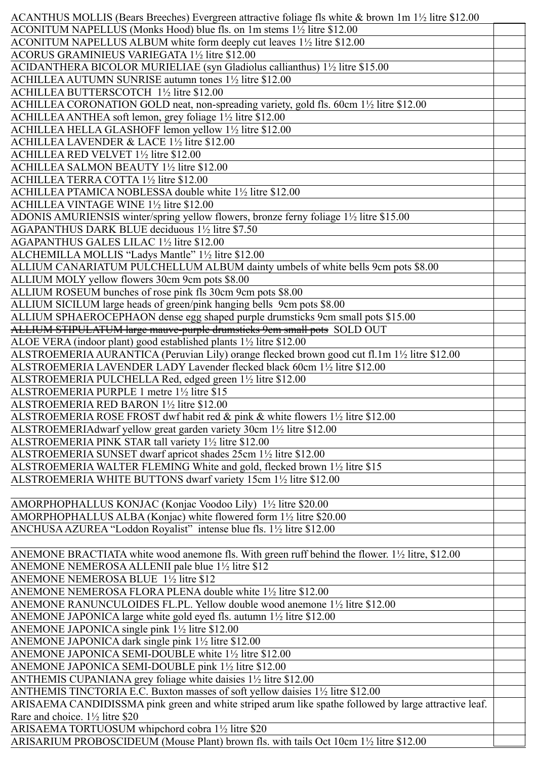| | |
|---|---|
| ACANTHUS MOLLIS (Bears Breeches) Evergreen attractive foliage fls white & brown 1m 1½ litre $12.00 | |
| ACONITUM NAPELLUS (Monks Hood) blue fls. on 1m stems 1½ litre $12.00 | |
| ACONITUM NAPELLUS ALBUM white form deeply cut leaves 1½ litre $12.00 | |
| ACORUS GRAMINIEUS VARIEGATA 1½ litre $12.00 | |
| ACIDANTHERA BICOLOR MURIELIAE (syn Gladiolus callianthus) 1½ litre $15.00 | |
| ACHILLEA AUTUMN SUNRISE autumn tones 1½ litre $12.00 | |
| ACHILLEA BUTTERSCOTCH 1½ litre $12.00 | |
| ACHILLEA CORONATION GOLD neat, non-spreading variety, gold fls. 60cm 1½ litre $12.00 | |
| ACHILLEA ANTHEA soft lemon, grey foliage 1½ litre $12.00 | |
| ACHILLEA HELLA GLASHOFF lemon yellow 1½ litre $12.00 | |
| ACHILLEA LAVENDER & LACE 1½ litre $12.00 | |
| ACHILLEA RED VELVET 1½ litre $12.00 | |
| ACHILLEA SALMON BEAUTY 1½ litre $12.00 | |
| ACHILLEA TERRA COTTA 1½ litre $12.00 | |
| ACHILLEA PTAMICA NOBLESSA double white 1½ litre $12.00 | |
| ACHILLEA VINTAGE WINE 1½ litre $12.00 | |
| ADONIS AMURIENSIS winter/spring yellow flowers, bronze ferny foliage 1½ litre $15.00 | |
| AGAPANTHUS DARK BLUE deciduous 1½ litre $7.50 | |
| AGAPANTHUS GALES LILAC 1½ litre $12.00 | |
| ALCHEMILLA MOLLIS "Ladys Mantle" 1½ litre $12.00 | |
| ALLIUM CANARIATUM PULCHELLUM ALBUM dainty umbels of white bells 9cm pots $8.00 | |
| ALLIUM MOLY yellow flowers 30cm 9cm pots $8.00 | |
| ALLIUM ROSEUM bunches of rose pink fls 30cm 9cm pots $8.00 | |
| ALLIUM SICILUM large heads of green/pink hanging bells 9cm pots $8.00 | |
| ALLIUM SPHAEROCEPHAON dense egg shaped purple drumsticks 9cm small pots $15.00 | |
| ~~ALLIUM STIPULATUM large mauve-purple drumsticks 9cm small pots~~ SOLD OUT | |
| ALOE VERA (indoor plant) good established plants 1½ litre $12.00 | |
| ALSTROEMERIA AURANTICA (Peruvian Lily) orange flecked brown good cut fl.1m 1½ litre $12.00 | |
| ALSTROEMERIA LAVENDER LADY Lavender flecked black 60cm 1½ litre $12.00 | |
| ALSTROEMERIA PULCHELLA Red, edged green 1½ litre $12.00 | |
| ALSTROEMERIA PURPLE 1 metre 1½ litre $15 | |
| ALSTROEMERIA RED BARON 1½ litre $12.00 | |
| ALSTROEMERIA ROSE FROST dwf habit red & pink & white flowers 1½ litre $12.00 | |
| ALSTROEMERIAdwarf yellow great garden variety 30cm 1½ litre $12.00 | |
| ALSTROEMERIA PINK STAR tall variety 1½ litre $12.00 | |
| ALSTROEMERIA SUNSET dwarf apricot shades 25cm 1½ litre $12.00 | |
| ALSTROEMERIA WALTER FLEMING White and gold, flecked brown 1½ litre $15 | |
| ALSTROEMERIA WHITE BUTTONS dwarf variety 15cm 1½ litre $12.00 | |
| | |
| AMORPHOPHALLUS KONJAC (Konjac Voodoo Lily) 1½ litre $20.00 | |
| AMORPHOPHALLUS ALBA (Konjac) white flowered form 1½ litre $20.00 | |
| ANCHUSA AZUREA "Loddon Royalist" intense blue fls. 1½ litre $12.00 | |
| | |
| ANEMONE BRACTIATA white wood anemone fls. With green ruff behind the flower. 1½ litre, $12.00 | |
| ANEMONE NEMEROSA ALLENII pale blue 1½ litre $12 | |
| ANEMONE NEMEROSA BLUE 1½ litre $12 | |
| ANEMONE NEMEROSA FLORA PLENA double white 1½ litre $12.00 | |
| ANEMONE RANUNCULOIDES FL.PL. Yellow double wood anemone 1½ litre $12.00 | |
| ANEMONE JAPONICA large white gold eyed fls. autumn 1½ litre $12.00 | |
| ANEMONE JAPONICA single pink 1½ litre $12.00 | |
| ANEMONE JAPONICA dark single pink 1½ litre $12.00 | |
| ANEMONE JAPONICA SEMI-DOUBLE white 1½ litre $12.00 | |
| ANEMONE JAPONICA SEMI-DOUBLE pink 1½ litre $12.00 | |
| ANTHEMIS CUPANIANA grey foliage white daisies 1½ litre $12.00 | |
| ANTHEMIS TINCTORIA E.C. Buxton masses of soft yellow daisies 1½ litre $12.00 | |
| ARISAEMA CANDIDISSMA pink green and white striped arum like spathe followed by large attractive leaf. Rare and choice. 1½ litre $20 | |
| ARISAEMA TORTUOSUM whipchord cobra 1½ litre $20 | |
| ARISARIUM PROBOSCIDEUM (Mouse Plant) brown fls. with tails Oct 10cm 1½ litre $12.00 | |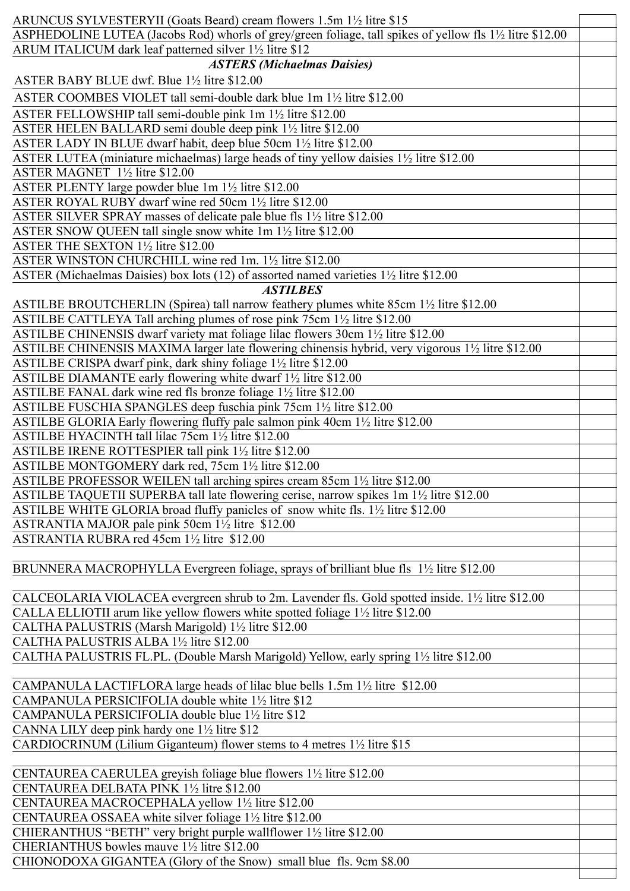| | |
|---|---|
| ARUNCUS SYLVESTERYII (Goats Beard) cream flowers 1.5m 1½ litre $15 | |
| ASPHEDOLINE LUTEA (Jacobs Rod) whorls of grey/green foliage, tall spikes of yellow fls 1½ litre $12.00 | |
| ARUM ITALICUM dark leaf patterned silver 1½ litre $12 | |
| ***ASTERS (Michaelmas Daisies)*** | |
| ASTER BABY BLUE dwf. Blue 1½ litre $12.00 | |
| ASTER COOMBES VIOLET tall semi-double dark blue 1m 1½ litre $12.00 | |
| ASTER FELLOWSHIP tall semi-double pink 1m 1½ litre $12.00 | |
| ASTER HELEN BALLARD semi double deep pink 1½ litre $12.00 | |
| ASTER LADY IN BLUE dwarf habit, deep blue 50cm 1½ litre $12.00 | |
| ASTER LUTEA (miniature michaelmas) large heads of tiny yellow daisies 1½ litre $12.00 | |
| ASTER MAGNET 1½ litre $12.00 | |
| ASTER PLENTY large powder blue 1m 1½ litre $12.00 | |
| ASTER ROYAL RUBY dwarf wine red 50cm 1½ litre $12.00 | |
| ASTER SILVER SPRAY masses of delicate pale blue fls 1½ litre $12.00 | |
| ASTER SNOW QUEEN tall single snow white 1m 1½ litre $12.00 | |
| ASTER THE SEXTON 1½ litre $12.00 | |
| ASTER WINSTON CHURCHILL wine red 1m. 1½ litre $12.00 | |
| ASTER (Michaelmas Daisies) box lots (12) of assorted named varieties 1½ litre $12.00 | |
| ***ASTILBES*** | |
| ASTILBE BROUTCHERLIN (Spirea) tall narrow feathery plumes white 85cm 1½ litre $12.00 | |
| ASTILBE CATTLEYA Tall arching plumes of rose pink 75cm 1½ litre $12.00 | |
| ASTILBE CHINENSIS dwarf variety mat foliage lilac flowers 30cm 1½ litre $12.00 | |
| ASTILBE CHINENSIS MAXIMA larger late flowering chinensis hybrid, very vigorous 1½ litre $12.00 | |
| ASTILBE CRISPA dwarf pink, dark shiny foliage 1½ litre $12.00 | |
| ASTILBE DIAMANTE early flowering white dwarf 1½ litre $12.00 | |
| ASTILBE FANAL dark wine red fls bronze foliage 1½ litre $12.00 | |
| ASTILBE FUSCHIA SPANGLES deep fuschia pink 75cm 1½ litre $12.00 | |
| ASTILBE GLORIA Early flowering fluffy pale salmon pink 40cm 1½ litre $12.00 | |
| ASTILBE HYACINTH tall lilac 75cm 1½ litre $12.00 | |
| ASTILBE IRENE ROTTESPIER tall pink 1½ litre $12.00 | |
| ASTILBE MONTGOMERY dark red, 75cm 1½ litre $12.00 | |
| ASTILBE PROFESSOR WEILEN tall arching spires cream 85cm 1½ litre $12.00 | |
| ASTILBE TAQUETII SUPERBA tall late flowering cerise, narrow spikes 1m 1½ litre $12.00 | |
| ASTILBE WHITE GLORIA broad fluffy panicles of snow white fls. 1½ litre $12.00 | |
| ASTRANTIA MAJOR pale pink 50cm 1½ litre $12.00 | |
| ASTRANTIA RUBRA red 45cm 1½ litre $12.00 | |
| | |
| BRUNNERA MACROPHYLLA Evergreen foliage, sprays of brilliant blue fls 1½ litre $12.00 | |
| | |
| CALCEOLARIA VIOLACEA evergreen shrub to 2m. Lavender fls. Gold spotted inside. 1½ litre $12.00 | |
| CALLA ELLIOTII arum like yellow flowers white spotted foliage 1½ litre $12.00 | |
| CALTHA PALUSTRIS (Marsh Marigold) 1½ litre $12.00 | |
| CALTHA PALUSTRIS ALBA 1½ litre $12.00 | |
| CALTHA PALUSTRIS FL.PL. (Double Marsh Marigold) Yellow, early spring 1½ litre $12.00 | |
| | |
| CAMPANULA LACTIFLORA large heads of lilac blue bells 1.5m 1½ litre $12.00 | |
| CAMPANULA PERSICIFOLIA double white 1½ litre $12 | |
| CAMPANULA PERSICIFOLIA double blue 1½ litre $12 | |
| CANNA LILY deep pink hardy one 1½ litre $12 | |
| CARDIOCRINUM (Lilium Giganteum) flower stems to 4 metres 1½ litre $15 | |
| | |
| CENTAUREA CAERULEA greyish foliage blue flowers 1½ litre $12.00 | |
| CENTAUREA DELBATA PINK 1½ litre $12.00 | |
| CENTAUREA MACROCEPHALA yellow 1½ litre $12.00 | |
| CENTAUREA OSSAEA white silver foliage 1½ litre $12.00 | |
| CHIERANTHUS "BETH" very bright purple wallflower 1½ litre $12.00 | |
| CHERIANTHUS bowles mauve 1½ litre $12.00 | |
| CHIONODOXA GIGANTEA (Glory of the Snow) small blue fls. 9cm $8.00 | |
| | |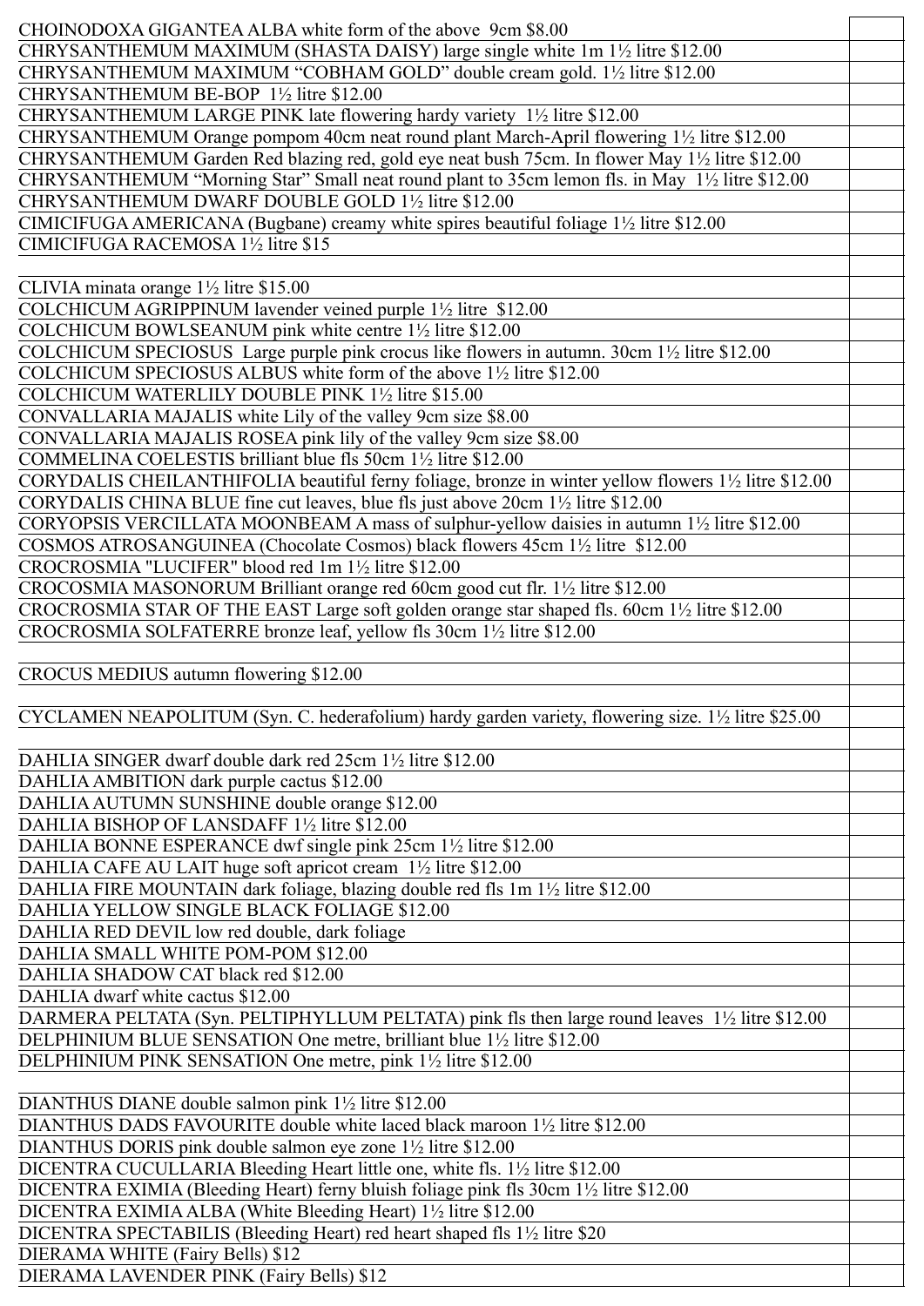| | |
|---|---|
| CHOINODOXA GIGANTEA ALBA white form of the above 9cm $8.00 | |
| CHRYSANTHEMUM MAXIMUM (SHASTA DAISY) large single white 1m 1½ litre $12.00 | |
| CHRYSANTHEMUM MAXIMUM "COBHAM GOLD" double cream gold. 1½ litre $12.00 | |
| CHRYSANTHEMUM BE-BOP 1½ litre $12.00 | |
| CHRYSANTHEMUM LARGE PINK late flowering hardy variety 1½ litre $12.00 | |
| CHRYSANTHEMUM Orange pompom 40cm neat round plant March-April flowering 1½ litre $12.00 | |
| CHRYSANTHEMUM Garden Red blazing red, gold eye neat bush 75cm. In flower May 1½ litre $12.00 | |
| CHRYSANTHEMUM "Morning Star" Small neat round plant to 35cm lemon fls. in May 1½ litre $12.00 | |
| CHRYSANTHEMUM DWARF DOUBLE GOLD 1½ litre $12.00 | |
| CIMICIFUGA AMERICANA (Bugbane) creamy white spires beautiful foliage 1½ litre $12.00 | |
| CIMICIFUGA RACEMOSA 1½ litre $15 | |
| | |
| CLIVIA minata orange 1½ litre $15.00 | |
| COLCHICUM AGRIPPINUM lavender veined purple 1½ litre $12.00 | |
| COLCHICUM BOWLSEANUM pink white centre 1½ litre $12.00 | |
| COLCHICUM SPECIOSUS Large purple pink crocus like flowers in autumn. 30cm 1½ litre $12.00 | |
| COLCHICUM SPECIOSUS ALBUS white form of the above 1½ litre $12.00 | |
| COLCHICUM WATERLILY DOUBLE PINK 1½ litre $15.00 | |
| CONVALLARIA MAJALIS white Lily of the valley 9cm size $8.00 | |
| CONVALLARIA MAJALIS ROSEA pink lily of the valley 9cm size $8.00 | |
| COMMELINA COELESTIS brilliant blue fls 50cm 1½ litre $12.00 | |
| CORYDALIS CHEILANTHIFOLIA beautiful ferny foliage, bronze in winter yellow flowers 1½ litre $12.00 | |
| CORYDALIS CHINA BLUE fine cut leaves, blue fls just above 20cm 1½ litre $12.00 | |
| CORYOPSIS VERCILLATA MOONBEAM A mass of sulphur-yellow daisies in autumn 1½ litre $12.00 | |
| COSMOS ATROSANGUINEA (Chocolate Cosmos) black flowers 45cm 1½ litre $12.00 | |
| CROCROSMIA "LUCIFER" blood red 1m 1½ litre $12.00 | |
| CROCOSMIA MASONORUM Brilliant orange red 60cm good cut flr. 1½ litre $12.00 | |
| CROCROSMIA STAR OF THE EAST Large soft golden orange star shaped fls. 60cm 1½ litre $12.00 | |
| CROCROSMIA SOLFATERRE bronze leaf, yellow fls 30cm 1½ litre $12.00 | |
| | |
| CROCUS MEDIUS autumn flowering $12.00 | |
| | |
| CYCLAMEN NEAPOLITUM (Syn. C. hederafolium) hardy garden variety, flowering size. 1½ litre $25.00 | |
| | |
| DAHLIA SINGER dwarf double dark red 25cm 1½ litre $12.00 | |
| DAHLIA AMBITION dark purple cactus $12.00 | |
| DAHLIA AUTUMN SUNSHINE double orange $12.00 | |
| DAHLIA BISHOP OF LANSDAFF 1½ litre $12.00 | |
| DAHLIA BONNE ESPERANCE dwf single pink 25cm 1½ litre $12.00 | |
| DAHLIA CAFE AU LAIT huge soft apricot cream 1½ litre $12.00 | |
| DAHLIA FIRE MOUNTAIN dark foliage, blazing double red fls 1m 1½ litre $12.00 | |
| DAHLIA YELLOW SINGLE BLACK FOLIAGE $12.00 | |
| DAHLIA RED DEVIL low red double, dark foliage | |
| DAHLIA SMALL WHITE POM-POM $12.00 | |
| DAHLIA SHADOW CAT black red $12.00 | |
| DAHLIA dwarf white cactus $12.00 | |
| DARMERA PELTATA (Syn. PELTIPHYLLUM PELTATA) pink fls then large round leaves 1½ litre $12.00 | |
| DELPHINIUM BLUE SENSATION One metre, brilliant blue 1½ litre $12.00 | |
| DELPHINIUM PINK SENSATION One metre, pink 1½ litre $12.00 | |
| | |
| DIANTHUS DIANE double salmon pink 1½ litre $12.00 | |
| DIANTHUS DADS FAVOURITE double white laced black maroon 1½ litre $12.00 | |
| DIANTHUS DORIS pink double salmon eye zone 1½ litre $12.00 | |
| DICENTRA CUCULLARIA Bleeding Heart little one, white fls. 1½ litre $12.00 | |
| DICENTRA EXIMIA (Bleeding Heart) ferny bluish foliage pink fls 30cm 1½ litre $12.00 | |
| DICENTRA EXIMIA ALBA (White Bleeding Heart) 1½ litre $12.00 | |
| DICENTRA SPECTABILIS (Bleeding Heart) red heart shaped fls 1½ litre $20 | |
| DIERAMA WHITE (Fairy Bells) $12 | |
| DIERAMA LAVENDER PINK (Fairy Bells) $12 | |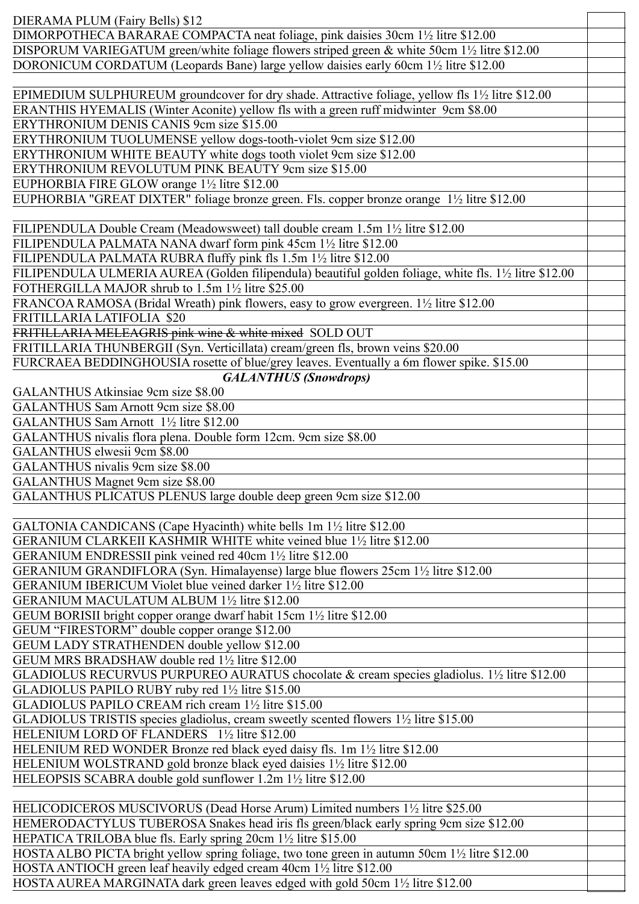| | |
|---|---|
| DIERAMA PLUM (Fairy Bells) $12 | |
| DIMORPOTHECA BARARAE COMPACTA neat foliage, pink daisies 30cm 1½ litre $12.00 | |
| DISPORUM VARIEGATUM green/white foliage flowers striped green & white 50cm 1½ litre $12.00 | |
| DORONICUM CORDATUM (Leopards Bane) large yellow daisies early 60cm 1½ litre $12.00 | |
| | |
| EPIMEDIUM SULPHUREUM groundcover for dry shade. Attractive foliage, yellow fls 1½ litre $12.00 | |
| ERANTHIS HYEMALIS (Winter Aconite) yellow fls with a green ruff midwinter 9cm $8.00 | |
| ERYTHRONIUM DENIS CANIS 9cm size $15.00 | |
| ERYTHRONIUM TUOLUMENSE yellow dogs-tooth-violet 9cm size $12.00 | |
| ERYTHRONIUM WHITE BEAUTY white dogs tooth violet 9cm size $12.00 | |
| ERYTHRONIUM REVOLUTUM PINK BEAUTY 9cm size $15.00 | |
| EUPHORBIA FIRE GLOW orange 1½ litre $12.00 | |
| EUPHORBIA "GREAT DIXTER" foliage bronze green. Fls. copper bronze orange 1½ litre $12.00 | |
| | |
| FILIPENDULA Double Cream (Meadowsweet) tall double cream 1.5m 1½ litre $12.00 | |
| FILIPENDULA PALMATA NANA dwarf form pink 45cm 1½ litre $12.00 | |
| FILIPENDULA PALMATA RUBRA fluffy pink fls 1.5m 1½ litre $12.00 | |
| FILIPENDULA ULMERIA AUREA (Golden filipendula) beautiful golden foliage, white fls. 1½ litre $12.00 | |
| FOTHERGILLA MAJOR shrub to 1.5m 1½ litre $25.00 | |
| FRANCOA RAMOSA (Bridal Wreath) pink flowers, easy to grow evergreen. 1½ litre $12.00 | |
| FRITILLARIA LATIFOLIA $20 | |
| ~~FRITILLARIA MELEAGRIS pink wine & white mixed~~ SOLD OUT | |
| FRITILLARIA THUNBERGII (Syn. Verticillata) cream/green fls, brown veins $20.00 | |
| FURCRAEA BEDDINGHOUSIA rosette of blue/grey leaves. Eventually a 6m flower spike. $15.00 | |
| ***GALANTHUS (Snowdrops)*** | |
| GALANTHUS Atkinsiae 9cm size $8.00 | |
| GALANTHUS Sam Arnott 9cm size $8.00 | |
| GALANTHUS Sam Arnott 1½ litre $12.00 | |
| GALANTHUS nivalis flora plena. Double form 12cm. 9cm size $8.00 | |
| GALANTHUS elwesii 9cm $8.00 | |
| GALANTHUS nivalis 9cm size $8.00 | |
| GALANTHUS Magnet 9cm size $8.00 | |
| GALANTHUS PLICATUS PLENUS large double deep green 9cm size $12.00 | |
| | |
| GALTONIA CANDICANS (Cape Hyacinth) white bells 1m 1½ litre $12.00 | |
| GERANIUM CLARKEII KASHMIR WHITE white veined blue 1½ litre $12.00 | |
| GERANIUM ENDRESSII pink veined red 40cm 1½ litre $12.00 | |
| GERANIUM GRANDIFLORA (Syn. Himalayense) large blue flowers 25cm 1½ litre $12.00 | |
| GERANIUM IBERICUM Violet blue veined darker 1½ litre $12.00 | |
| GERANIUM MACULATUM ALBUM 1½ litre $12.00 | |
| GEUM BORISII bright copper orange dwarf habit 15cm 1½ litre $12.00 | |
| GEUM "FIRESTORM" double copper orange $12.00 | |
| GEUM LADY STRATHENDEN double yellow $12.00 | |
| GEUM MRS BRADSHAW double red 1½ litre $12.00 | |
| GLADIOLUS RECURVUS PURPUREO AURATUS chocolate & cream species gladiolus. 1½ litre $12.00 | |
| GLADIOLUS PAPILO RUBY ruby red 1½ litre $15.00 | |
| GLADIOLUS PAPILO CREAM rich cream 1½ litre $15.00 | |
| GLADIOLUS TRISTIS species gladiolus, cream sweetly scented flowers 1½ litre $15.00 | |
| HELENIUM LORD OF FLANDERS 1½ litre $12.00 | |
| HELENIUM RED WONDER Bronze red black eyed daisy fls. 1m 1½ litre $12.00 | |
| HELENIUM WOLSTRAND gold bronze black eyed daisies 1½ litre $12.00 | |
| HELEOPSIS SCABRA double gold sunflower 1.2m 1½ litre $12.00 | |
| | |
| HELICODICEROS MUSCIVORUS (Dead Horse Arum) Limited numbers 1½ litre $25.00 | |
| HEMERODACTYLUS TUBEROSA Snakes head iris fls green/black early spring 9cm size $12.00 | |
| HEPATICA TRILOBA blue fls. Early spring 20cm 1½ litre $15.00 | |
| HOSTA ALBO PICTA bright yellow spring foliage, two tone green in autumn 50cm 1½ litre $12.00 | |
| HOSTA ANTIOCH green leaf heavily edged cream 40cm 1½ litre $12.00 | |
| HOSTA AUREA MARGINATA dark green leaves edged with gold 50cm 1½ litre $12.00 | |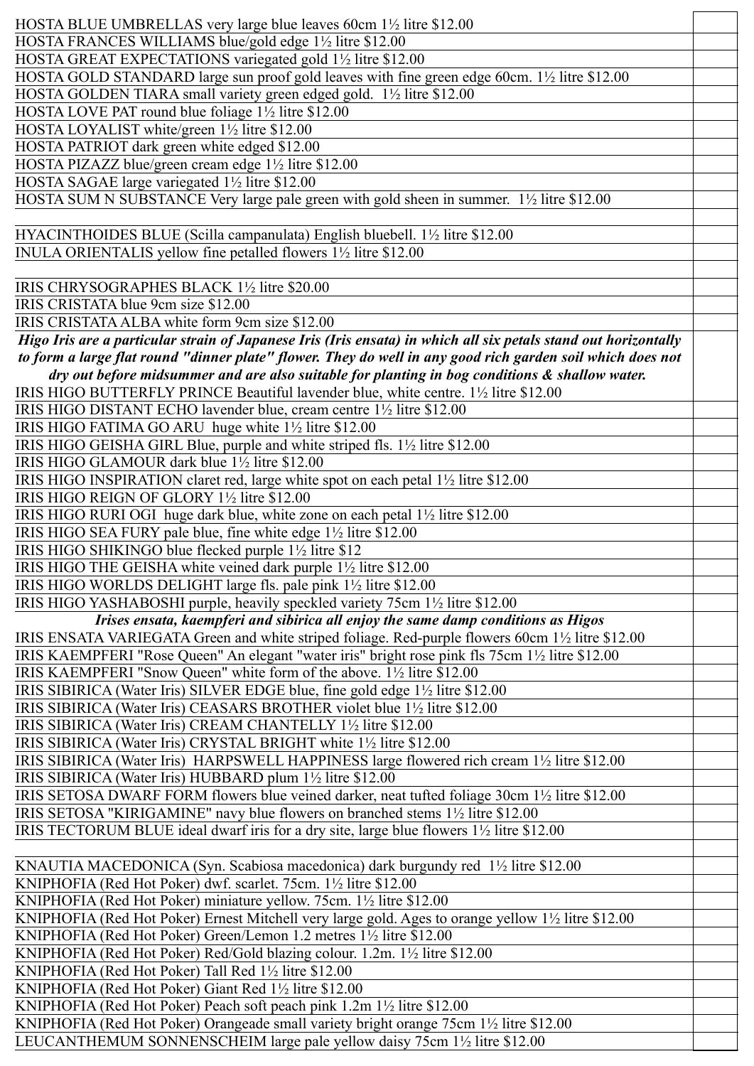| | |
|---|---|
| HOSTA BLUE UMBRELLAS very large blue leaves 60cm 1½ litre $12.00 | |
| HOSTA FRANCES WILLIAMS blue/gold edge 1½ litre $12.00 | |
| HOSTA GREAT EXPECTATIONS variegated gold 1½ litre $12.00 | |
| HOSTA GOLD STANDARD large sun proof gold leaves with fine green edge 60cm. 1½ litre $12.00 | |
| HOSTA GOLDEN TIARA small variety green edged gold. 1½ litre $12.00 | |
| HOSTA LOVE PAT round blue foliage 1½ litre $12.00 | |
| HOSTA LOYALIST white/green 1½ litre $12.00 | |
| HOSTA PATRIOT dark green white edged $12.00 | |
| HOSTA PIZAZZ blue/green cream edge 1½ litre $12.00 | |
| HOSTA SAGAE large variegated 1½ litre $12.00 | |
| HOSTA SUM N SUBSTANCE Very large pale green with gold sheen in summer. 1½ litre $12.00 | |
| | |
| HYACINTHOIDES BLUE (Scilla campanulata) English bluebell. 1½ litre $12.00 | |
| INULA ORIENTALIS yellow fine petalled flowers 1½ litre $12.00 | |
| | |
| IRIS CHRYSOGRAPHES BLACK 1½ litre $20.00 | |
| IRIS CRISTATA blue 9cm size $12.00 | |
| IRIS CRISTATA ALBA white form 9cm size $12.00 | |
| ***Higo Iris are a particular strain of Japanese Iris (Iris ensata) in which all six petals stand out horizontally to form a large flat round "dinner plate" flower. They do well in any good rich garden soil which does not dry out before midsummer and are also suitable for planting in bog conditions & shallow water.*** | |
| IRIS HIGO BUTTERFLY PRINCE Beautiful lavender blue, white centre. 1½ litre $12.00 | |
| IRIS HIGO DISTANT ECHO lavender blue, cream centre 1½ litre $12.00 | |
| IRIS HIGO FATIMA GO ARU huge white 1½ litre $12.00 | |
| IRIS HIGO GEISHA GIRL Blue, purple and white striped fls. 1½ litre $12.00 | |
| IRIS HIGO GLAMOUR dark blue 1½ litre $12.00 | |
| IRIS HIGO INSPIRATION claret red, large white spot on each petal 1½ litre $12.00 | |
| IRIS HIGO REIGN OF GLORY 1½ litre $12.00 | |
| IRIS HIGO RURI OGI huge dark blue, white zone on each petal 1½ litre $12.00 | |
| IRIS HIGO SEA FURY pale blue, fine white edge 1½ litre $12.00 | |
| IRIS HIGO SHIKINGO blue flecked purple 1½ litre $12 | |
| IRIS HIGO THE GEISHA white veined dark purple 1½ litre $12.00 | |
| IRIS HIGO WORLDS DELIGHT large fls. pale pink 1½ litre $12.00 | |
| IRIS HIGO YASHABOSHI purple, heavily speckled variety 75cm 1½ litre $12.00 | |
| ***Irises ensata, kaempferi and sibirica all enjoy the same damp conditions as Higos*** | |
| IRIS ENSATA VARIEGATA Green and white striped foliage. Red-purple flowers 60cm 1½ litre $12.00 | |
| IRIS KAEMPFERI "Rose Queen" An elegant "water iris" bright rose pink fls 75cm 1½ litre $12.00 | |
| IRIS KAEMPFERI "Snow Queen" white form of the above. 1½ litre $12.00 | |
| IRIS SIBIRICA (Water Iris) SILVER EDGE blue, fine gold edge 1½ litre $12.00 | |
| IRIS SIBIRICA (Water Iris) CEASARS BROTHER violet blue 1½ litre $12.00 | |
| IRIS SIBIRICA (Water Iris) CREAM CHANTELLY 1½ litre $12.00 | |
| IRIS SIBIRICA (Water Iris) CRYSTAL BRIGHT white 1½ litre $12.00 | |
| IRIS SIBIRICA (Water Iris) HARPSWELL HAPPINESS large flowered rich cream 1½ litre $12.00 | |
| IRIS SIBIRICA (Water Iris) HUBBARD plum 1½ litre $12.00 | |
| IRIS SETOSA DWARF FORM flowers blue veined darker, neat tufted foliage 30cm 1½ litre $12.00 | |
| IRIS SETOSA "KIRIGAMINE" navy blue flowers on branched stems 1½ litre $12.00 | |
| IRIS TECTORUM BLUE ideal dwarf iris for a dry site, large blue flowers 1½ litre $12.00 | |
| | |
| KNAUTIA MACEDONICA (Syn. Scabiosa macedonica) dark burgundy red 1½ litre $12.00 | |
| KNIPHOFIA (Red Hot Poker) dwf. scarlet. 75cm. 1½ litre $12.00 | |
| KNIPHOFIA (Red Hot Poker) miniature yellow. 75cm. 1½ litre $12.00 | |
| KNIPHOFIA (Red Hot Poker) Ernest Mitchell very large gold. Ages to orange yellow 1½ litre $12.00 | |
| KNIPHOFIA (Red Hot Poker) Green/Lemon 1.2 metres 1½ litre $12.00 | |
| KNIPHOFIA (Red Hot Poker) Red/Gold blazing colour. 1.2m. 1½ litre $12.00 | |
| KNIPHOFIA (Red Hot Poker) Tall Red 1½ litre $12.00 | |
| KNIPHOFIA (Red Hot Poker) Giant Red 1½ litre $12.00 | |
| KNIPHOFIA (Red Hot Poker) Peach soft peach pink 1.2m 1½ litre $12.00 | |
| KNIPHOFIA (Red Hot Poker) Orangeade small variety bright orange 75cm 1½ litre $12.00 | |
| LEUCANTHEMUM SONNENSCHEIM large pale yellow daisy 75cm 1½ litre $12.00 | |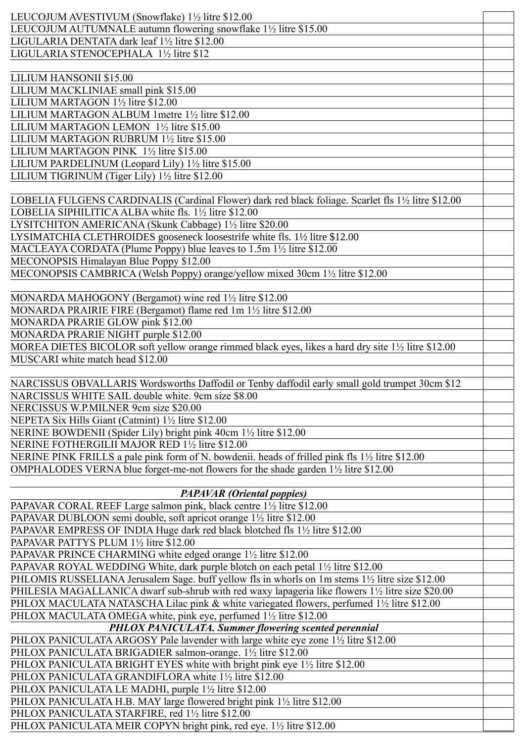| | |
|---|---|
| LEUCOJUM AVESTIVUM (Snowflake) 1½ litre $12.00 | |
| LEUCOJUM AUTUMNALE autumn flowering snowflake 1½ litre $15.00 | |
| LIGULARIA DENTATA dark leaf 1½ litre $12.00 | |
| LIGULARIA STENOCEPHALA 1½ litre $12 | |
| | |
| LILIUM HANSONII $15.00 | |
| LILIUM MACKLINIAE small pink $15.00 | |
| LILIUM MARTAGON 1½ litre $12.00 | |
| LILIUM MARTAGON ALBUM 1metre 1½ litre $12.00 | |
| LILIUM MARTAGON LEMON 1½ litre $15.00 | |
| LILIUM MARTAGON RUBRUM 1½ litre $15.00 | |
| LILIUM MARTAGON PINK 1½ litre $15.00 | |
| LILIUM PARDELINUM (Leopard Lily) 1½ litre $15.00 | |
| LILIUM TIGRINUM (Tiger Lily) 1½ litre $12.00 | |
| | |
| LOBELIA FULGENS CARDINALIS (Cardinal Flower) dark red black foliage. Scarlet fls 1½ litre $12.00 | |
| LOBELIA SIPHILITICA ALBA white fls. 1½ litre $12.00 | |
| LYSITCHITON AMERICANA (Skunk Cabbage) 1½ litre $20.00 | |
| LYSIMATCHIA CLETHROIDES gooseneck loosestrife white fls. 1½ litre $12.00 | |
| MACLEAYA CORDATA (Plume Poppy) blue leaves to 1.5m 1½ litre $12.00 | |
| MECONOPSIS Himalayan Blue Poppy $12.00 | |
| MECONOPSIS CAMBRICA (Welsh Poppy) orange/yellow mixed 30cm 1½ litre $12.00 | |
| | |
| MONARDA MAHOGONY (Bergamot) wine red 1½ litre $12.00 | |
| MONARDA PRAIRIE FIRE (Bergamot) flame red 1m 1½ litre $12.00 | |
| MONARDA PRARIE GLOW pink $12.00 | |
| MONARDA PRARIE NIGHT purple $12.00 | |
| MOREA DIETES BICOLOR soft yellow orange rimmed black eyes, likes a hard dry site 1½ litre $12.00 | |
| MUSCARI white match head $12.00 | |
| | |
| NARCISSUS OBVALLARIS Wordsworths Daffodil or Tenby daffodil early small gold trumpet 30cm $12 | |
| NARCISSUS WHITE SAIL double white. 9cm size $8.00 | |
| NERCISSUS W.P.MILNER 9cm size $20.00 | |
| NEPETA Six Hills Giant (Catmint) 1½ litre $12.00 | |
| NERINE BOWDENII (Spider Lily) bright pink 40cm 1½ litre $12.00 | |
| NERINE FOTHERGILII MAJOR RED 1½ litre $12.00 | |
| NERINE PINK FRILLS a pale pink form of N. bowdenii. heads of frilled pink fls 1½ litre $12.00 | |
| OMPHALODES VERNA blue forget-me-not flowers for the shade garden 1½ litre $12.00 | |
| | |
| ***PAPAVAR (Oriental poppies)*** | |
| PAPAVAR CORAL REEF Large salmon pink, black centre 1½ litre $12.00 | |
| PAPAVAR DUBLOON semi double, soft apricot orange 1½ litre $12.00 | |
| PAPAVAR EMPRESS OF INDIA Huge dark red black blotched fls 1½ litre $12.00 | |
| PAPAVAR PATTYS PLUM 1½ litre $12.00 | |
| PAPAVAR PRINCE CHARMING white edged orange 1½ litre $12.00 | |
| PAPAVAR ROYAL WEDDING White, dark purple blotch on each petal 1½ litre $12.00 | |
| PHLOMIS RUSSELIANA Jerusalem Sage. buff yellow fls in whorls on 1m stems 1½ litre size $12.00 | |
| PHILESIA MAGALLANICA dwarf sub-shrub with red waxy lapageria like flowers 1½ litre size $20.00 | |
| PHLOX MACULATA NATASCHA Lilac pink & white variegated flowers, perfumed 1½ litre $12.00 | |
| PHLOX MACULATA OMEGA white, pink eye, perfumed 1½ litre $12.00 | |
| ***PHLOX PANICULATA. Summer flowering scented perennial*** | |
| PHLOX PANICULATA ARGOSY Pale lavender with large white eye zone 1½ litre $12.00 | |
| PHLOX PANICULATA BRIGADIER salmon-orange. 1½ litre $12.00 | |
| PHLOX PANICULATA BRIGHT EYES white with bright pink eye 1½ litre $12.00 | |
| PHLOX PANICULATA GRANDIFLORA white 1½ litre $12.00 | |
| PHLOX PANICULATA LE MADHI, purple 1½ litre $12.00 | |
| PHLOX PANICULATA H.B. MAY large flowered bright pink 1½ litre $12.00 | |
| PHLOX PANICULATA STARFIRE, red 1½ litre $12.00 | |
| PHLOX PANICULATA MEIR COPYN bright pink, red eye. 1½ litre $12.00 | |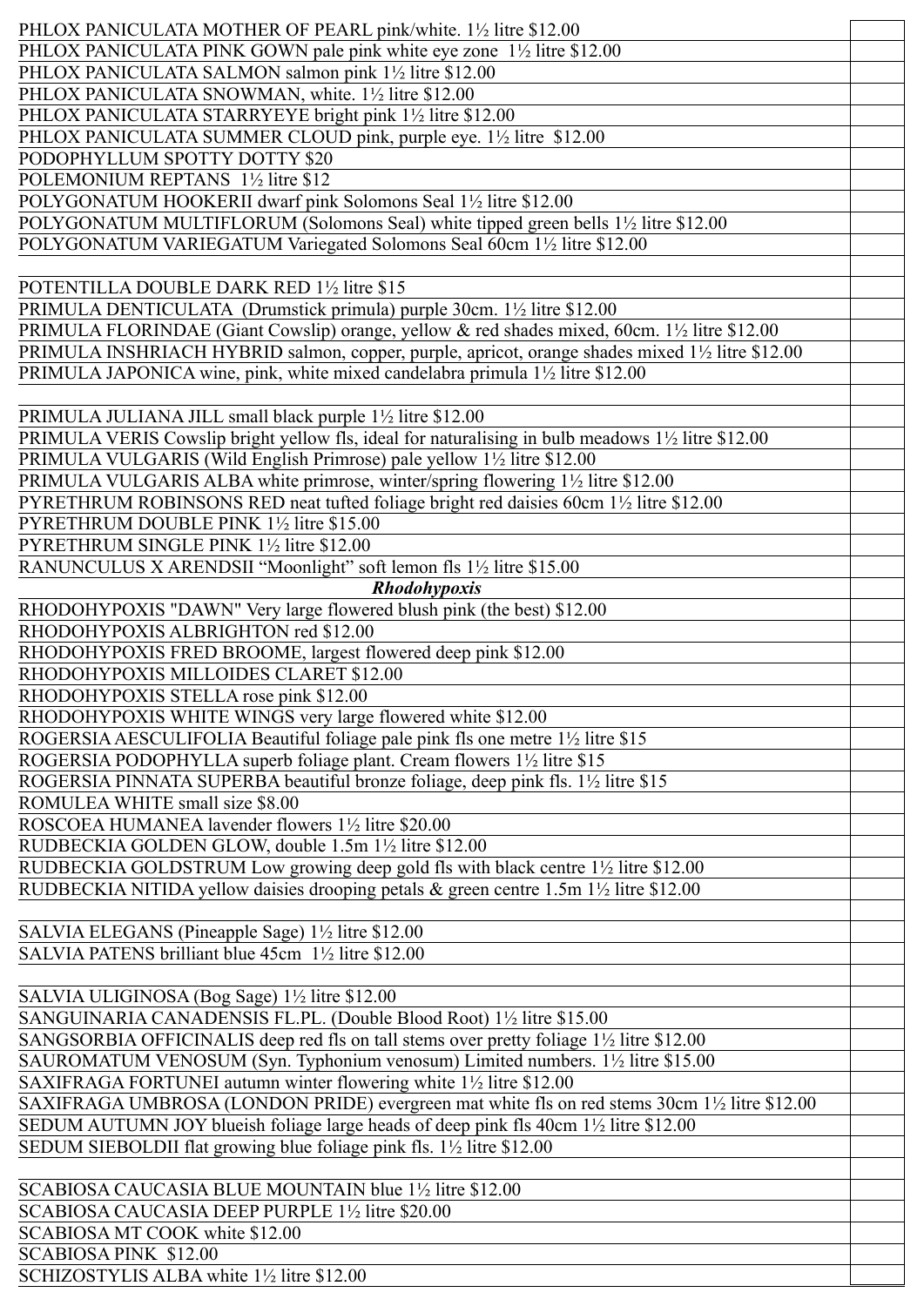| | |
|---|---|
| PHLOX PANICULATA MOTHER OF PEARL pink/white. 1½ litre $12.00 | |
| PHLOX PANICULATA PINK GOWN pale pink white eye zone 1½ litre $12.00 | |
| PHLOX PANICULATA SALMON salmon pink 1½ litre $12.00 | |
| PHLOX PANICULATA SNOWMAN, white. 1½ litre $12.00 | |
| PHLOX PANICULATA STARRYEYE bright pink 1½ litre $12.00 | |
| PHLOX PANICULATA SUMMER CLOUD pink, purple eye. 1½ litre $12.00 | |
| PODOPHYLLUM SPOTTY DOTTY $20 | |
| POLEMONIUM REPTANS 1½ litre $12 | |
| POLYGONATUM HOOKERII dwarf pink Solomons Seal 1½ litre $12.00 | |
| POLYGONATUM MULTIFLORUM (Solomons Seal) white tipped green bells 1½ litre $12.00 | |
| POLYGONATUM VARIEGATUM Variegated Solomons Seal 60cm 1½ litre $12.00 | |
| | |
| POTENTILLA DOUBLE DARK RED 1½ litre $15 | |
| PRIMULA DENTICULATA (Drumstick primula) purple 30cm. 1½ litre $12.00 | |
| PRIMULA FLORINDAE (Giant Cowslip) orange, yellow & red shades mixed, 60cm. 1½ litre $12.00 | |
| PRIMULA INSHRIACH HYBRID salmon, copper, purple, apricot, orange shades mixed 1½ litre $12.00 | |
| PRIMULA JAPONICA wine, pink, white mixed candelabra primula 1½ litre $12.00 | |
| | |
| PRIMULA JULIANA JILL small black purple 1½ litre $12.00 | |
| PRIMULA VERIS Cowslip bright yellow fls, ideal for naturalising in bulb meadows 1½ litre $12.00 | |
| PRIMULA VULGARIS (Wild English Primrose) pale yellow 1½ litre $12.00 | |
| PRIMULA VULGARIS ALBA white primrose, winter/spring flowering 1½ litre $12.00 | |
| PYRETHRUM ROBINSONS RED neat tufted foliage bright red daisies 60cm 1½ litre $12.00 | |
| PYRETHRUM DOUBLE PINK 1½ litre $15.00 | |
| PYRETHRUM SINGLE PINK 1½ litre $12.00 | |
| RANUNCULUS X ARENDSII "Moonlight" soft lemon fls 1½ litre $15.00 | |
| ***Rhodohypoxis*** | |
| RHODOHYPOXIS "DAWN" Very large flowered blush pink (the best) $12.00 | |
| RHODOHYPOXIS ALBRIGHTON red $12.00 | |
| RHODOHYPOXIS FRED BROOME, largest flowered deep pink $12.00 | |
| RHODOHYPOXIS MILLOIDES CLARET $12.00 | |
| RHODOHYPOXIS STELLA rose pink $12.00 | |
| RHODOHYPOXIS WHITE WINGS very large flowered white $12.00 | |
| ROGERSIA AESCULIFOLIA Beautiful foliage pale pink fls one metre 1½ litre $15 | |
| ROGERSIA PODOPHYLLA superb foliage plant. Cream flowers 1½ litre $15 | |
| ROGERSIA PINNATA SUPERBA beautiful bronze foliage, deep pink fls. 1½ litre $15 | |
| ROMULEA WHITE small size $8.00 | |
| ROSCOEA HUMANEA lavender flowers 1½ litre $20.00 | |
| RUDBECKIA GOLDEN GLOW, double 1.5m 1½ litre $12.00 | |
| RUDBECKIA GOLDSTRUM Low growing deep gold fls with black centre 1½ litre $12.00 | |
| RUDBECKIA NITIDA yellow daisies drooping petals & green centre 1.5m 1½ litre $12.00 | |
| | |
| SALVIA ELEGANS (Pineapple Sage) 1½ litre $12.00 | |
| SALVIA PATENS brilliant blue 45cm 1½ litre $12.00 | |
| | |
| SALVIA ULIGINOSA (Bog Sage) 1½ litre $12.00 | |
| SANGUINARIA CANADENSIS FL.PL. (Double Blood Root) 1½ litre $15.00 | |
| SANGSORBIA OFFICINALIS deep red fls on tall stems over pretty foliage 1½ litre $12.00 | |
| SAUROMATUM VENOSUM (Syn. Typhonium venosum) Limited numbers. 1½ litre $15.00 | |
| SAXIFRAGA FORTUNEI autumn winter flowering white 1½ litre $12.00 | |
| SAXIFRAGA UMBROSA (LONDON PRIDE) evergreen mat white fls on red stems 30cm 1½ litre $12.00 | |
| SEDUM AUTUMN JOY blueish foliage large heads of deep pink fls 40cm 1½ litre $12.00 | |
| SEDUM SIEBOLDII flat growing blue foliage pink fls. 1½ litre $12.00 | |
| | |
| SCABIOSA CAUCASIA BLUE MOUNTAIN blue 1½ litre $12.00 | |
| SCABIOSA CAUCASIA DEEP PURPLE 1½ litre $20.00 | |
| SCABIOSA MT COOK white $12.00 | |
| SCABIOSA PINK $12.00 | |
| SCHIZOSTYLIS ALBA white 1½ litre $12.00 | |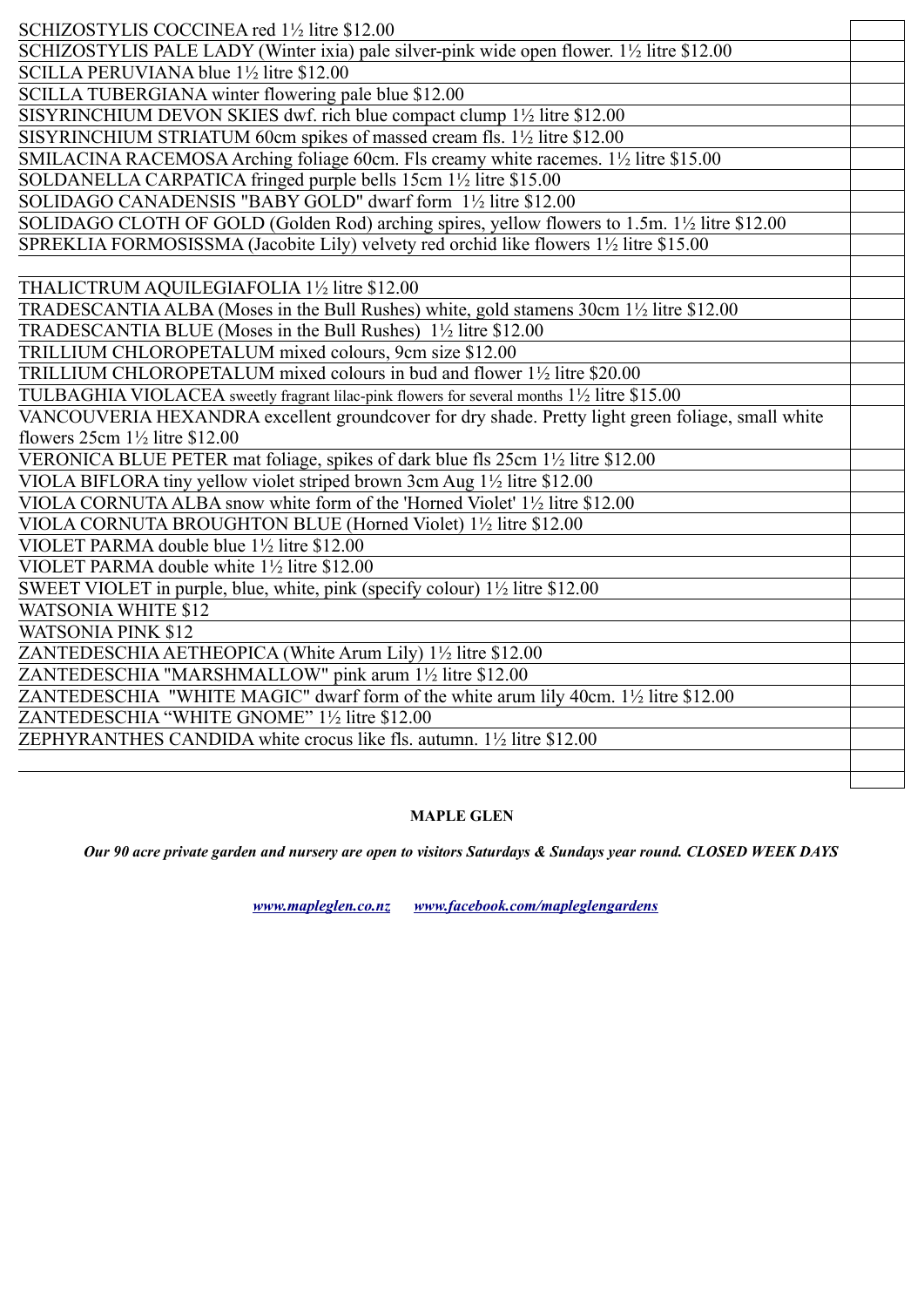| | |
|---|---|
| SCHIZOSTYLIS COCCINEA red 1½ litre $12.00 | |
| SCHIZOSTYLIS PALE LADY (Winter ixia) pale silver-pink wide open flower. 1½ litre $12.00 | |
| SCILLA PERUVIANA blue 1½ litre $12.00 | |
| SCILLA TUBERGIANA winter flowering pale blue $12.00 | |
| SISYRINCHIUM DEVON SKIES dwf. rich blue compact clump 1½ litre $12.00 | |
| SISYRINCHIUM STRIATUM 60cm spikes of massed cream fls. 1½ litre $12.00 | |
| SMILACINA RACEMOSA Arching foliage 60cm. Fls creamy white racemes. 1½ litre $15.00 | |
| SOLDANELLA CARPATICA fringed purple bells 15cm 1½ litre $15.00 | |
| SOLIDAGO CANADENSIS "BABY GOLD" dwarf form 1½ litre $12.00 | |
| SOLIDAGO CLOTH OF GOLD (Golden Rod) arching spires, yellow flowers to 1.5m. 1½ litre $12.00 | |
| SPREKLIA FORMOSISSMA (Jacobite Lily) velvety red orchid like flowers 1½ litre $15.00 | |
| | |
| THALICTRUM AQUILEGIAFOLIA 1½ litre $12.00 | |
| TRADESCANTIA ALBA (Moses in the Bull Rushes) white, gold stamens 30cm 1½ litre $12.00 | |
| TRADESCANTIA BLUE (Moses in the Bull Rushes) 1½ litre $12.00 | |
| TRILLIUM CHLOROPETALUM mixed colours, 9cm size $12.00 | |
| TRILLIUM CHLOROPETALUM mixed colours in bud and flower 1½ litre $20.00 | |
| TULBAGHIA VIOLACEA sweetly fragrant lilac-pink flowers for several months 1½ litre $15.00 | |
| VANCOUVERIA HEXANDRA excellent groundcover for dry shade. Pretty light green foliage, small white flowers 25cm 1½ litre $12.00 | |
| VERONICA BLUE PETER mat foliage, spikes of dark blue fls 25cm 1½ litre $12.00 | |
| VIOLA BIFLORA tiny yellow violet striped brown 3cm Aug 1½ litre $12.00 | |
| VIOLA CORNUTA ALBA snow white form of the 'Horned Violet' 1½ litre $12.00 | |
| VIOLA CORNUTA BROUGHTON BLUE (Horned Violet) 1½ litre $12.00 | |
| VIOLET PARMA double blue 1½ litre $12.00 | |
| VIOLET PARMA double white 1½ litre $12.00 | |
| SWEET VIOLET in purple, blue, white, pink (specify colour) 1½ litre $12.00 | |
| WATSONIA WHITE $12 | |
| WATSONIA PINK $12 | |
| ZANTEDESCHIA AETHEOPICA (White Arum Lily) 1½ litre $12.00 | |
| ZANTEDESCHIA "MARSHMALLOW" pink arum 1½ litre $12.00 | |
| ZANTEDESCHIA "WHITE MAGIC" dwarf form of the white arum lily 40cm. 1½ litre $12.00 | |
| ZANTEDESCHIA "WHITE GNOME" 1½ litre $12.00 | |
| ZEPHYRANTHES CANDIDA white crocus like fls. autumn. 1½ litre $12.00 | |
| | |

**MAPLE GLEN**

***Our 90 acre private garden and nursery are open to visitors Saturdays & Sundays year round. CLOSED WEEK DAYS***

***www.mapleglen.co.nz*** ***www.facebook.com/mapleglengardens***